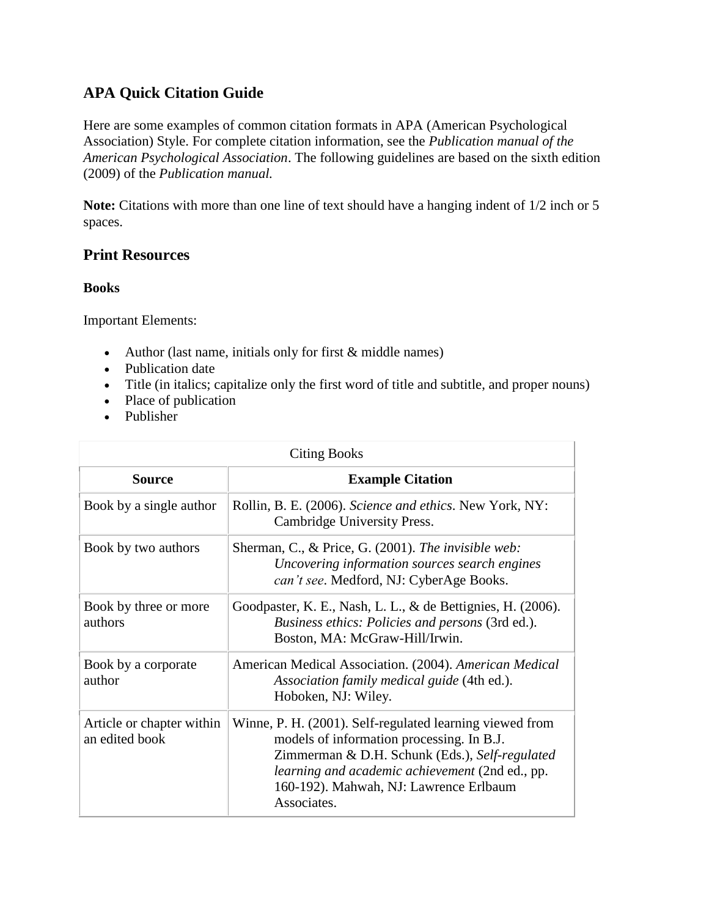# APA Quick Citation Guide

Here are some examples of common citation formats in APA (American Psychological Association) Style. For complete citation information, see the *Publication manual of the American Psychological Association*. The following guidelines are based on the sixth edition (2009) of the *Publication manual.*

**Note:** Citations with more than one line of text should have a hanging indent of 1/2 inch or 5 spaces.

## Print Resources

### Books

Important Elements:

- Author (last name, initials only for first & middle names)
- Publication date
- Title (in italics; capitalize only the first word of title and subtitle, and proper nouns)
- Place of publication
- Publisher

Citing Books

| Source | Example Citation |
|---|---|
| Book by a single author | Rollin, B. E. (2006). *Science and ethics*. New York, NY: Cambridge University Press. |
| Book by two authors | Sherman, C., & Price, G. (2001). *The invisible web: Uncovering information sources search engines can't see*. Medford, NJ: CyberAge Books. |
| Book by three or more authors | Goodpaster, K. E., Nash, L. L., & de Bettignies, H. (2006). *Business ethics: Policies and persons* (3rd ed.). Boston, MA: McGraw-Hill/Irwin. |
| Book by a corporate author | American Medical Association. (2004). *American Medical Association family medical guide* (4th ed.). Hoboken, NJ: Wiley. |
| Article or chapter within an edited book | Winne, P. H. (2001). Self-regulated learning viewed from models of information processing. In B.J. Zimmerman & D.H. Schunk (Eds.), *Self-regulated learning and academic achievement* (2nd ed., pp. 160-192). Mahwah, NJ: Lawrence Erlbaum Associates. |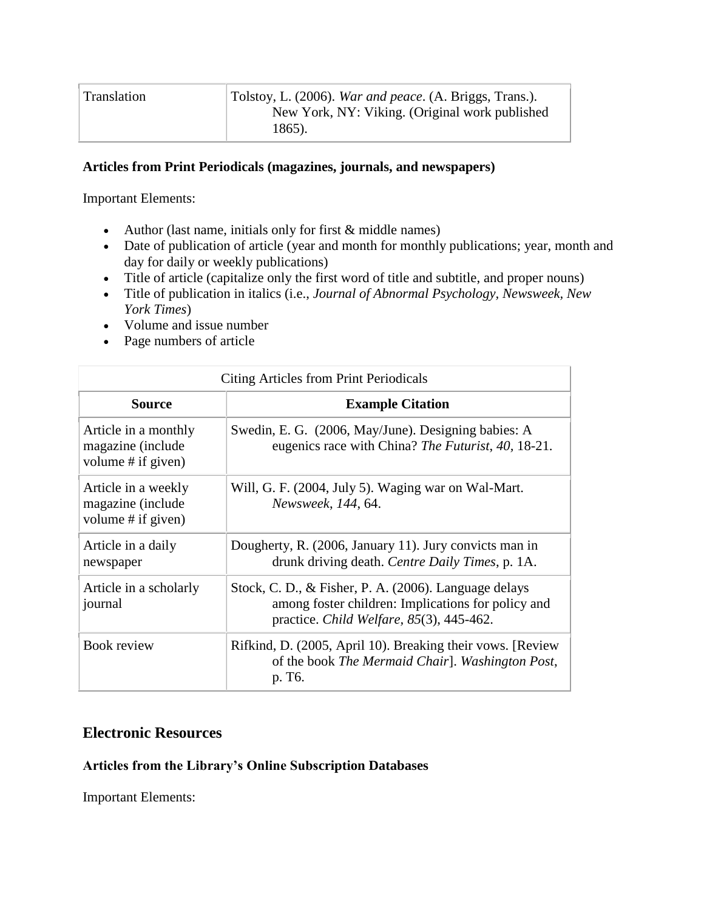| | |
|---|---|
| Translation | Tolstoy, L. (2006). *War and peace*. (A. Briggs, Trans.). New York, NY: Viking. (Original work published 1865). |

#### Articles from Print Periodicals (magazines, journals, and newspapers)

Important Elements:

- Author (last name, initials only for first & middle names)
- Date of publication of article (year and month for monthly publications; year, month and day for daily or weekly publications)
- Title of article (capitalize only the first word of title and subtitle, and proper nouns)
- Title of publication in italics (i.e., *Journal of Abnormal Psychology, Newsweek, New York Times*)
- Volume and issue number
- Page numbers of article

Citing Articles from Print Periodicals

| Source | Example Citation |
|---|---|
| Article in a monthly magazine (include volume # if given) | Swedin, E. G. (2006, May/June). Designing babies: A eugenics race with China? *The Futurist*, *40*, 18-21. |
| Article in a weekly magazine (include volume # if given) | Will, G. F. (2004, July 5). Waging war on Wal-Mart. *Newsweek*, *144*, 64. |
| Article in a daily newspaper | Dougherty, R. (2006, January 11). Jury convicts man in drunk driving death. *Centre Daily Times*, p. 1A. |
| Article in a scholarly journal | Stock, C. D., & Fisher, P. A. (2006). Language delays among foster children: Implications for policy and practice. *Child Welfare*, *85*(3), 445-462. |
| Book review | Rifkind, D. (2005, April 10). Breaking their vows. [Review of the book *The Mermaid Chair*]. *Washington Post*, p. T6. |

### Electronic Resources

#### Articles from the Library's Online Subscription Databases

Important Elements: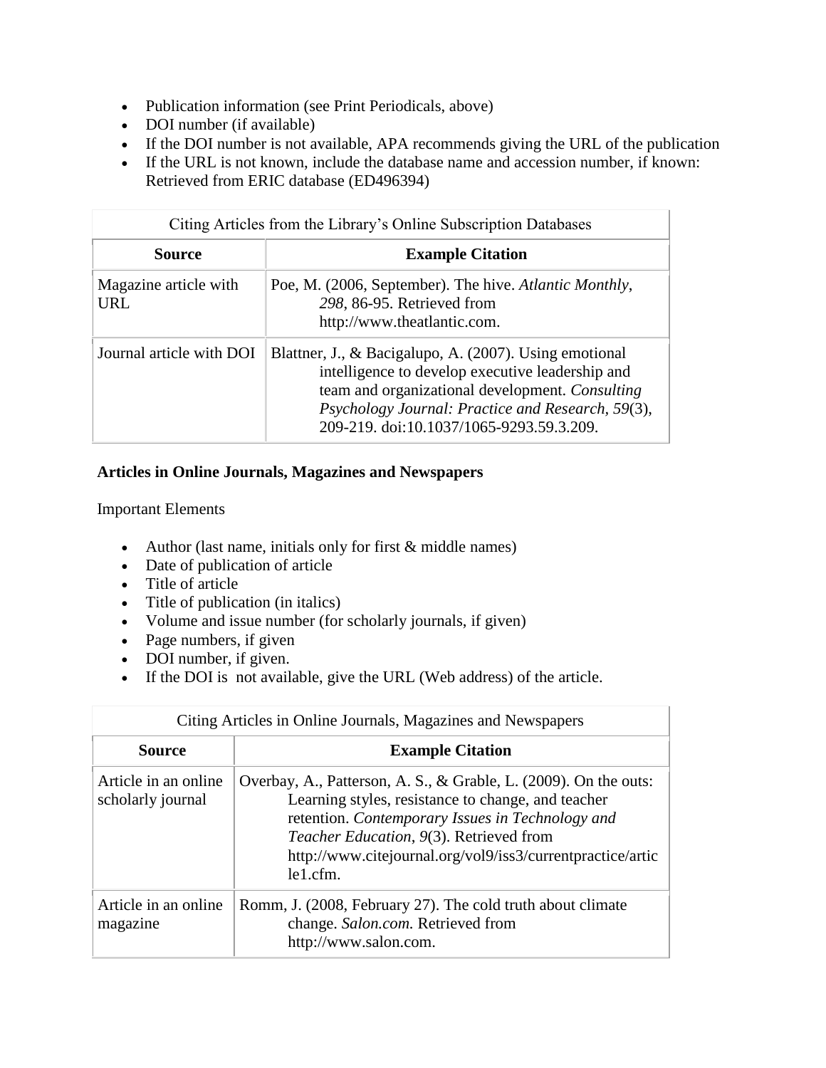- Publication information (see Print Periodicals, above)
- DOI number (if available)
- If the DOI number is not available, APA recommends giving the URL of the publication
- If the URL is not known, include the database name and accession number, if known: Retrieved from ERIC database (ED496394)

| Citing Articles from the Library's Online Subscription Databases | |
|---|---|
| **Source** | **Example Citation** |
| Magazine article with URL | Poe, M. (2006, September). The hive. *Atlantic Monthly*, *298*, 86-95. Retrieved from http://www.theatlantic.com. |
| Journal article with DOI | Blattner, J., & Bacigalupo, A. (2007). Using emotional intelligence to develop executive leadership and team and organizational development. *Consulting Psychology Journal: Practice and Research, 59*(3), 209-219. doi:10.1037/1065-9293.59.3.209. |

**Articles in Online Journals, Magazines and Newspapers**

Important Elements

- Author (last name, initials only for first & middle names)
- Date of publication of article
- Title of article
- Title of publication (in italics)
- Volume and issue number (for scholarly journals, if given)
- Page numbers, if given
- DOI number, if given.
- If the DOI is not available, give the URL (Web address) of the article.

| Citing Articles in Online Journals, Magazines and Newspapers | |
|---|---|
| **Source** | **Example Citation** |
| Article in an online scholarly journal | Overbay, A., Patterson, A. S., & Grable, L. (2009). On the outs: Learning styles, resistance to change, and teacher retention. *Contemporary Issues in Technology and Teacher Education*, *9*(3). Retrieved from http://www.citejournal.org/vol9/iss3/currentpractice/article1.cfm. |
| Article in an online magazine | Romm, J. (2008, February 27). The cold truth about climate change. *Salon.com.* Retrieved from http://www.salon.com. |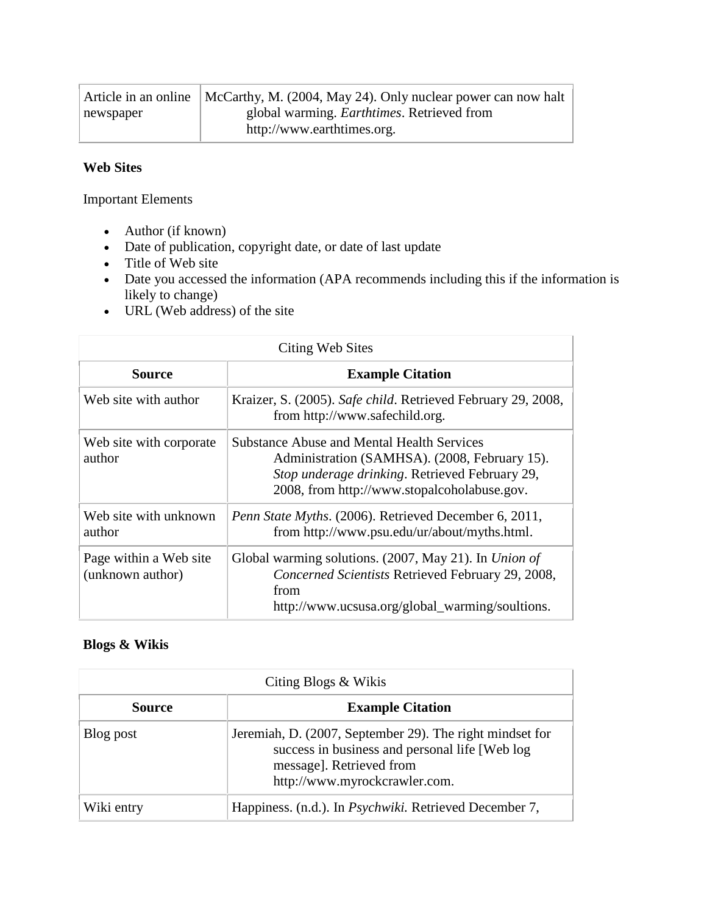| | |
|---|---|
| Article in an online newspaper | McCarthy, M. (2004, May 24). Only nuclear power can now halt global warming. *Earthtimes*. Retrieved from http://www.earthtimes.org. |

**Web Sites**

Important Elements

- Author (if known)
- Date of publication, copyright date, or date of last update
- Title of Web site
- Date you accessed the information (APA recommends including this if the information is likely to change)
- URL (Web address) of the site

Citing Web Sites

| Source | Example Citation |
|---|---|
| Web site with author | Kraizer, S. (2005). *Safe child*. Retrieved February 29, 2008, from http://www.safechild.org. |
| Web site with corporate author | Substance Abuse and Mental Health Services Administration (SAMHSA). (2008, February 15). *Stop underage drinking*. Retrieved February 29, 2008, from http://www.stopalcoholabuse.gov. |
| Web site with unknown author | *Penn State Myths*. (2006). Retrieved December 6, 2011, from http://www.psu.edu/ur/about/myths.html. |
| Page within a Web site (unknown author) | Global warming solutions. (2007, May 21). In *Union of Concerned Scientists* Retrieved February 29, 2008, from http://www.ucsusa.org/global_warming/soultions. |

**Blogs & Wikis**

Citing Blogs & Wikis

| Source | Example Citation |
|---|---|
| Blog post | Jeremiah, D. (2007, September 29). The right mindset for success in business and personal life [Web log message]. Retrieved from http://www.myrockcrawler.com. |
| Wiki entry | Happiness. (n.d.). In *Psychwiki.* Retrieved December 7, |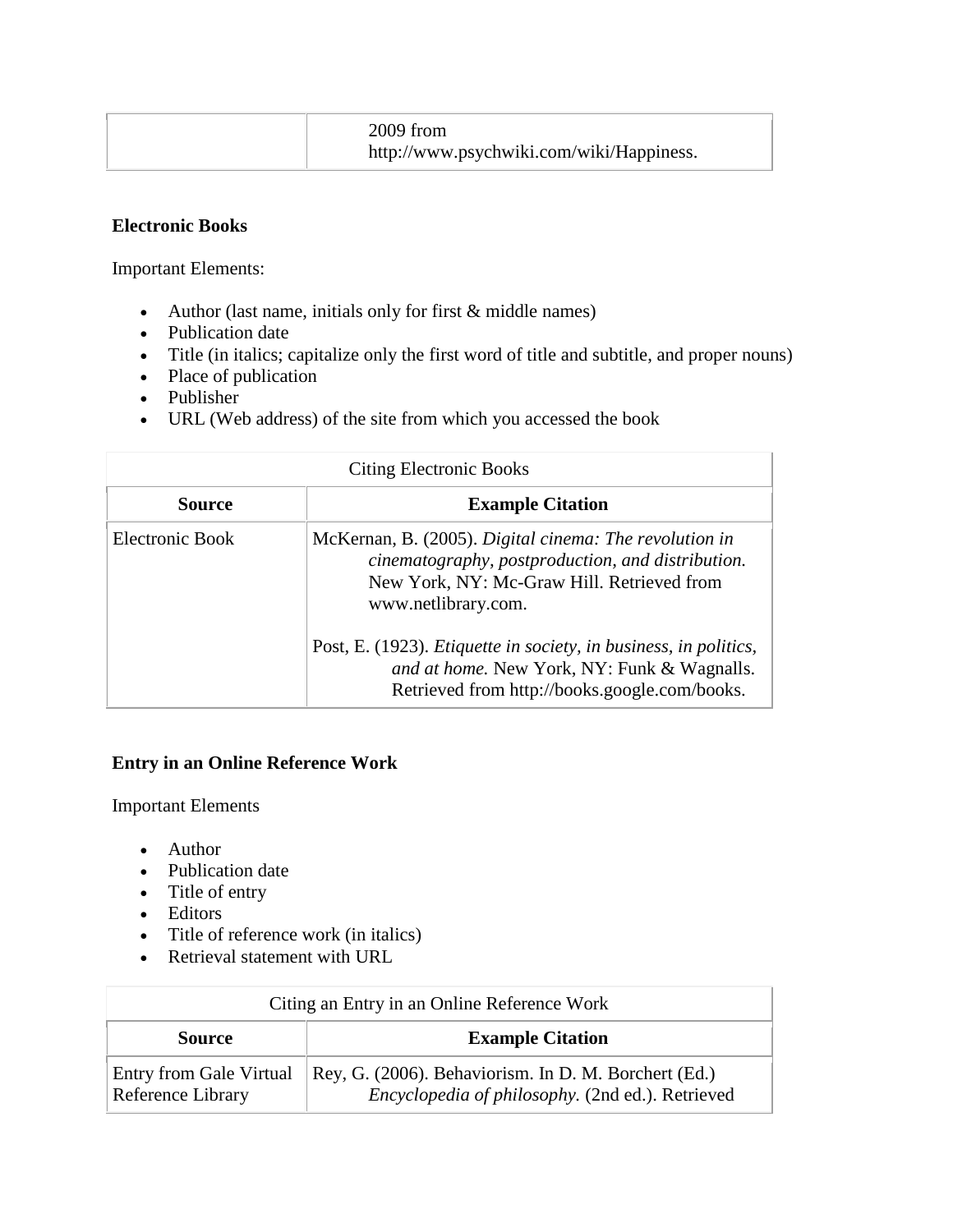| | 2009 from http://www.psychwiki.com/wiki/Happiness. |
|---|---|

**Electronic Books**

Important Elements:

- Author (last name, initials only for first & middle names)
- Publication date
- Title (in italics; capitalize only the first word of title and subtitle, and proper nouns)
- Place of publication
- Publisher
- URL (Web address) of the site from which you accessed the book

| Citing Electronic Books | |
|---|---|
| **Source** | **Example Citation** |
| Electronic Book | McKernan, B. (2005). *Digital cinema: The revolution in cinematography, postproduction, and distribution.* New York, NY: Mc-Graw Hill. Retrieved from www.netlibrary.com.<br><br>Post, E. (1923). *Etiquette in society, in business, in politics, and at home.* New York, NY: Funk & Wagnalls. Retrieved from http://books.google.com/books. |

**Entry in an Online Reference Work**

Important Elements

- Author
- Publication date
- Title of entry
- Editors
- Title of reference work (in italics)
- Retrieval statement with URL

| Citing an Entry in an Online Reference Work | |
|---|---|
| **Source** | **Example Citation** |
| Entry from Gale Virtual Reference Library | Rey, G. (2006). Behaviorism. In D. M. Borchert (Ed.) *Encyclopedia of philosophy.* (2nd ed.). Retrieved |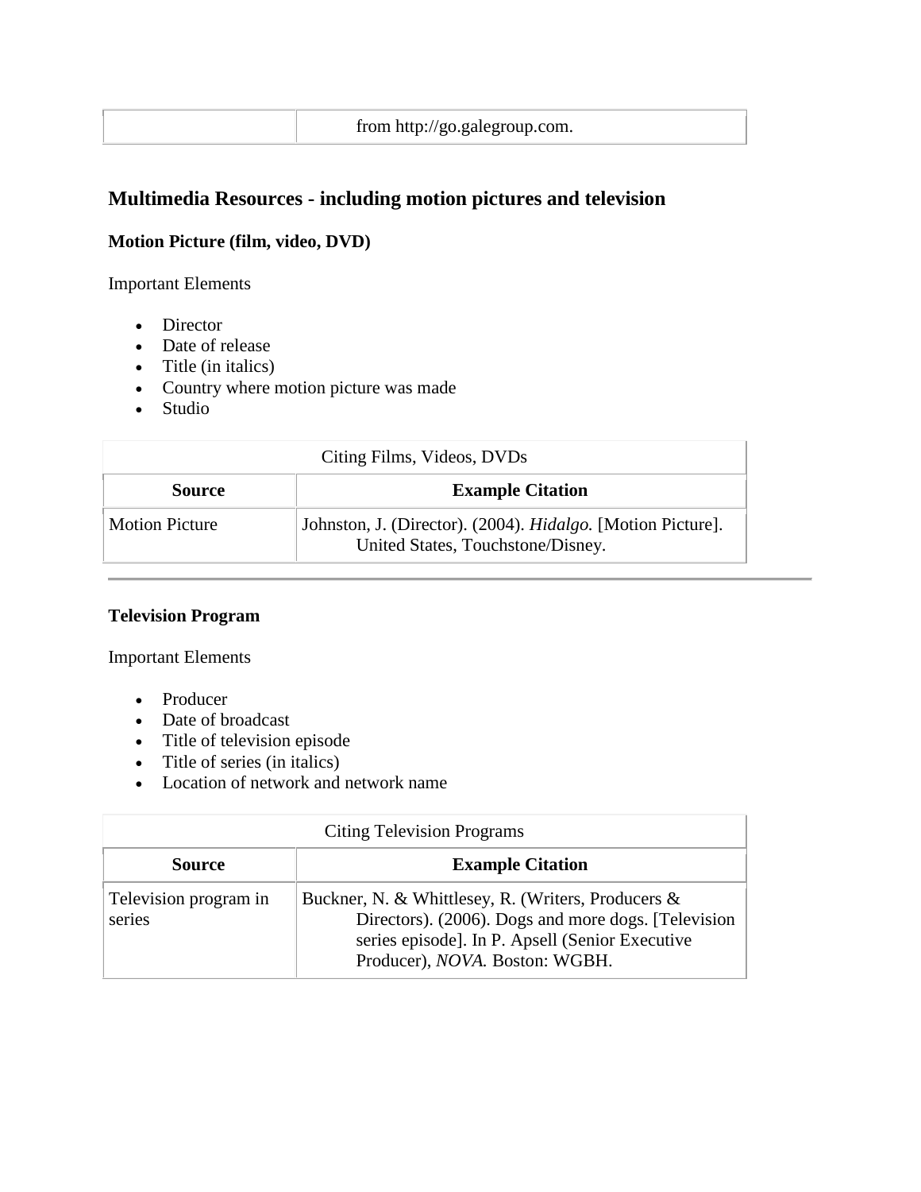| | |
|---|---|
| | from http://go.galegroup.com. |

## Multimedia Resources - including motion pictures and television

### Motion Picture (film, video, DVD)

Important Elements

- Director
- Date of release
- Title (in italics)
- Country where motion picture was made
- Studio

Citing Films, Videos, DVDs

| Source | Example Citation |
|---|---|
| Motion Picture | Johnston, J. (Director). (2004). *Hidalgo.* [Motion Picture]. United States, Touchstone/Disney. |

---

### Television Program

Important Elements

- Producer
- Date of broadcast
- Title of television episode
- Title of series (in italics)
- Location of network and network name

Citing Television Programs

| Source | Example Citation |
|---|---|
| Television program in series | Buckner, N. & Whittlesey, R. (Writers, Producers & Directors). (2006). Dogs and more dogs. [Television series episode]. In P. Apsell (Senior Executive Producer), *NOVA.* Boston: WGBH. |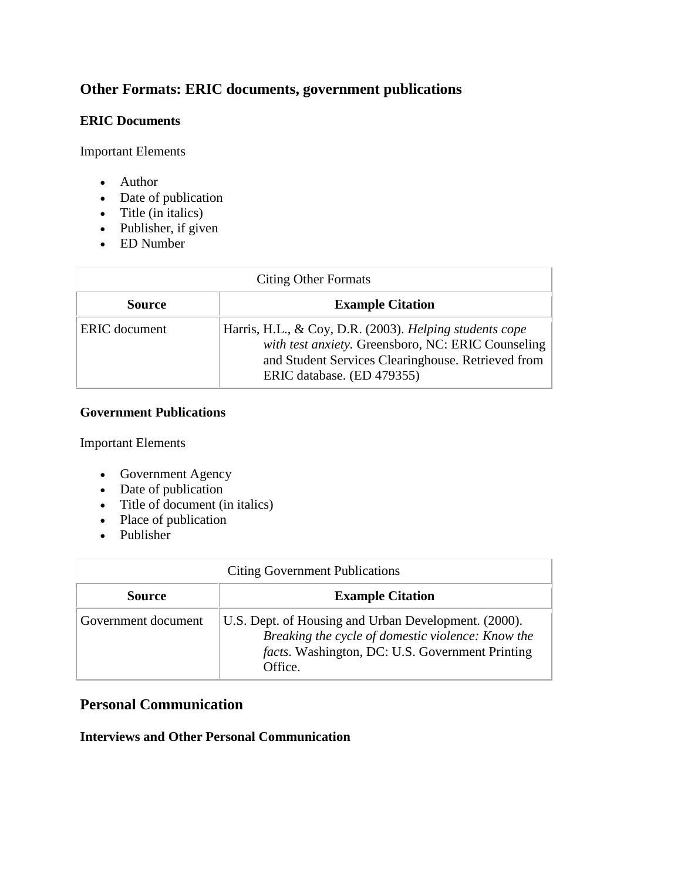## Other Formats: ERIC documents, government publications

### ERIC Documents

Important Elements

- Author
- Date of publication
- Title (in italics)
- Publisher, if given
- ED Number

| Citing Other Formats | |
|---|---|
| **Source** | **Example Citation** |
| ERIC document | Harris, H.L., & Coy, D.R. (2003). *Helping students cope with test anxiety.* Greensboro, NC: ERIC Counseling and Student Services Clearinghouse. Retrieved from ERIC database. (ED 479355) |

### Government Publications

Important Elements

- Government Agency
- Date of publication
- Title of document (in italics)
- Place of publication
- Publisher

| Citing Government Publications | |
|---|---|
| **Source** | **Example Citation** |
| Government document | U.S. Dept. of Housing and Urban Development. (2000). *Breaking the cycle of domestic violence: Know the facts*. Washington, DC: U.S. Government Printing Office. |

## Personal Communication

### Interviews and Other Personal Communication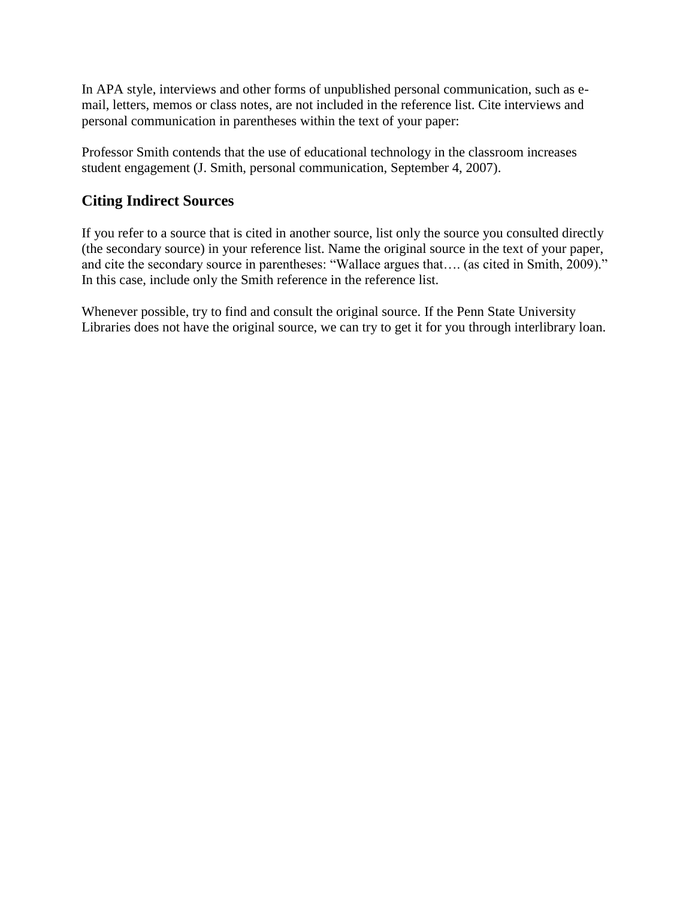In APA style, interviews and other forms of unpublished personal communication, such as e-mail, letters, memos or class notes, are not included in the reference list. Cite interviews and personal communication in parentheses within the text of your paper:

Professor Smith contends that the use of educational technology in the classroom increases student engagement (J. Smith, personal communication, September 4, 2007).

## Citing Indirect Sources

If you refer to a source that is cited in another source, list only the source you consulted directly (the secondary source) in your reference list. Name the original source in the text of your paper, and cite the secondary source in parentheses: "Wallace argues that…. (as cited in Smith, 2009)." In this case, include only the Smith reference in the reference list.

Whenever possible, try to find and consult the original source. If the Penn State University Libraries does not have the original source, we can try to get it for you through interlibrary loan.